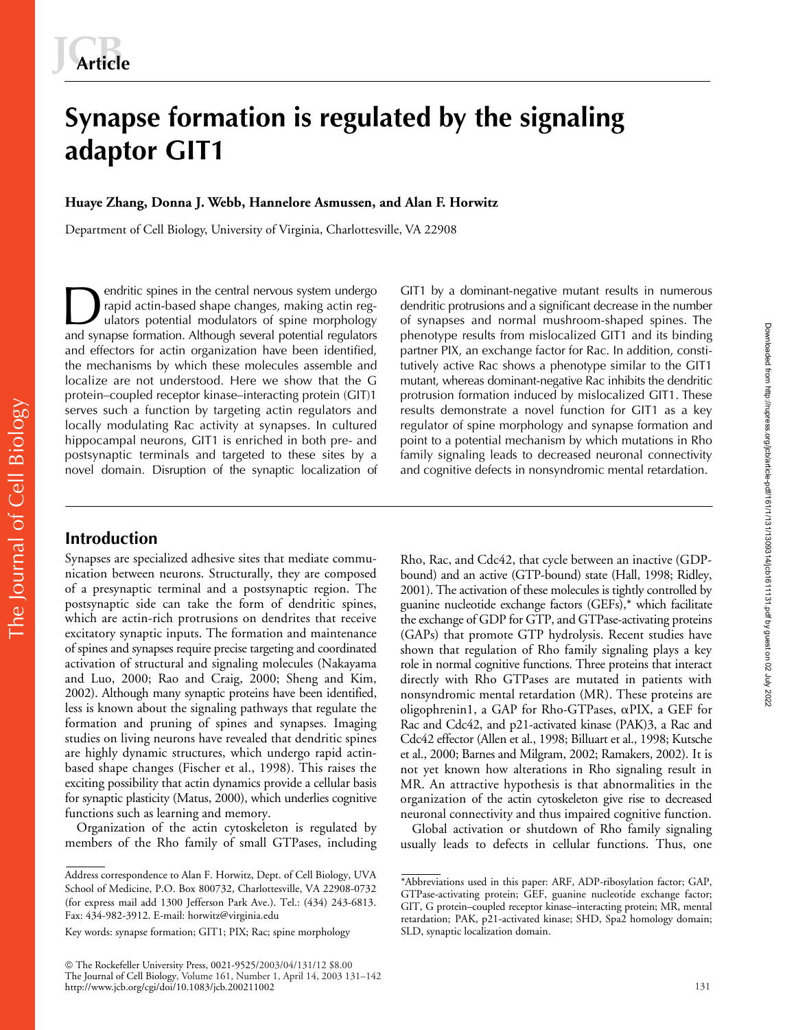# Synapse formation is regulated by the signaling adaptor GIT1

**Huaye Zhang, Donna J. Webb, Hannelore Asmussen, and Alan F. Horwitz**

Department of Cell Biology, University of Virginia, Charlottesville, VA 22908

Dendritic spines in the central nervous system undergo rapid actin-based shape changes, making actin regulators potential modulators of spine morphology and synapse formation. Although several potential regulators and effectors for actin organization have been identified, the mechanisms by which these molecules assemble and localize are not understood. Here we show that the G protein–coupled receptor kinase–interacting protein (GIT)1 serves such a function by targeting actin regulators and locally modulating Rac activity at synapses. In cultured hippocampal neurons, GIT1 is enriched in both pre- and postsynaptic terminals and targeted to these sites by a novel domain. Disruption of the synaptic localization of GIT1 by a dominant-negative mutant results in numerous dendritic protrusions and a significant decrease in the number of synapses and normal mushroom-shaped spines. The phenotype results from mislocalized GIT1 and its binding partner PIX, an exchange factor for Rac. In addition, constitutively active Rac shows a phenotype similar to the GIT1 mutant, whereas dominant-negative Rac inhibits the dendritic protrusion formation induced by mislocalized GIT1. These results demonstrate a novel function for GIT1 as a key regulator of spine morphology and synapse formation and point to a potential mechanism by which mutations in Rho family signaling leads to decreased neuronal connectivity and cognitive defects in nonsyndromic mental retardation.

## Introduction

Synapses are specialized adhesive sites that mediate communication between neurons. Structurally, they are composed of a presynaptic terminal and a postsynaptic region. The postsynaptic side can take the form of dendritic spines, which are actin-rich protrusions on dendrites that receive excitatory synaptic inputs. The formation and maintenance of spines and synapses require precise targeting and coordinated activation of structural and signaling molecules (Nakayama and Luo, 2000; Rao and Craig, 2000; Sheng and Kim, 2002). Although many synaptic proteins have been identified, less is known about the signaling pathways that regulate the formation and pruning of spines and synapses. Imaging studies on living neurons have revealed that dendritic spines are highly dynamic structures, which undergo rapid actin-based shape changes (Fischer et al., 1998). This raises the exciting possibility that actin dynamics provide a cellular basis for synaptic plasticity (Matus, 2000), which underlies cognitive functions such as learning and memory.

Organization of the actin cytoskeleton is regulated by members of the Rho family of small GTPases, including Rho, Rac, and Cdc42, that cycle between an inactive (GDP-bound) and an active (GTP-bound) state (Hall, 1998; Ridley, 2001). The activation of these molecules is tightly controlled by guanine nucleotide exchange factors (GEFs),* which facilitate the exchange of GDP for GTP, and GTPase-activating proteins (GAPs) that promote GTP hydrolysis. Recent studies have shown that regulation of Rho family signaling plays a key role in normal cognitive functions. Three proteins that interact directly with Rho GTPases are mutated in patients with nonsyndromic mental retardation (MR). These proteins are oligophrenin1, a GAP for Rho-GTPases, αPIX, a GEF for Rac and Cdc42, and p21-activated kinase (PAK)3, a Rac and Cdc42 effector (Allen et al., 1998; Billuart et al., 1998; Kutsche et al., 2000; Barnes and Milgram, 2002; Ramakers, 2002). It is not yet known how alterations in Rho signaling result in MR. An attractive hypothesis is that abnormalities in the organization of the actin cytoskeleton give rise to decreased neuronal connectivity and thus impaired cognitive function.

Global activation or shutdown of Rho family signaling usually leads to defects in cellular functions. Thus, one

---

Address correspondence to Alan F. Horwitz, Dept. of Cell Biology, UVA School of Medicine, P.O. Box 800732, Charlottesville, VA 22908-0732 (for express mail add 1300 Jefferson Park Ave.). Tel.: (434) 243-6813. Fax: 434-982-3912. E-mail: horwitz@virginia.edu

Key words: synapse formation; GIT1; PIX; Rac; spine morphology

*Abbreviations used in this paper: ARF, ADP-ribosylation factor; GAP, GTPase-activating protein; GEF, guanine nucleotide exchange factor; GIT, G protein–coupled receptor kinase–interacting protein; MR, mental retardation; PAK, p21-activated kinase; SHD, Spa2 homology domain; SLD, synaptic localization domain.

© The Rockefeller University Press, 0021-9525/2003/04/131/12 $8.00
http://www.jcb.org/cgi/doi/10.1083/jcb.200211002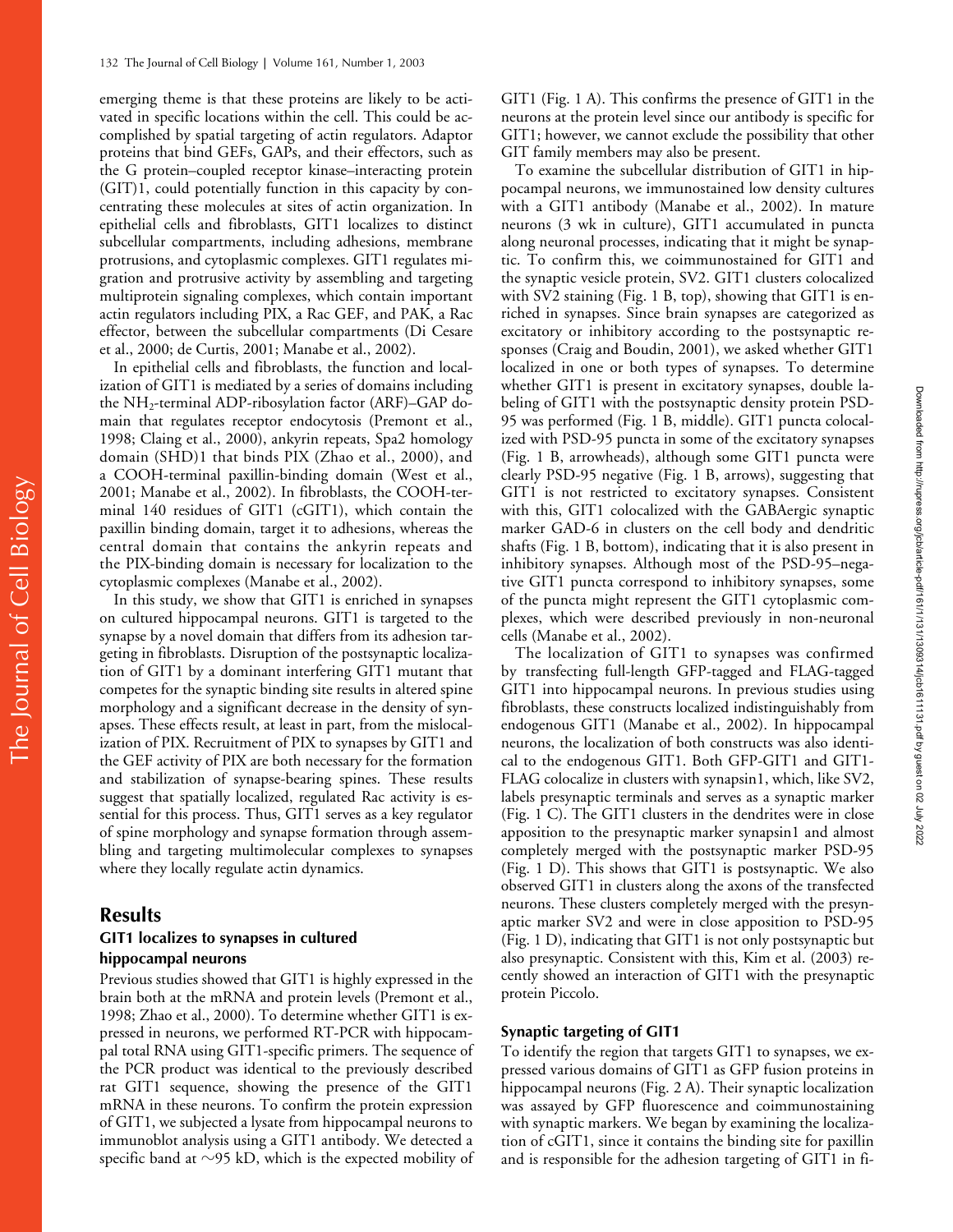emerging theme is that these proteins are likely to be activated in specific locations within the cell. This could be accomplished by spatial targeting of actin regulators. Adaptor proteins that bind GEFs, GAPs, and their effectors, such as the G protein–coupled receptor kinase–interacting protein (GIT)1, could potentially function in this capacity by concentrating these molecules at sites of actin organization. In epithelial cells and fibroblasts, GIT1 localizes to distinct subcellular compartments, including adhesions, membrane protrusions, and cytoplasmic complexes. GIT1 regulates migration and protrusive activity by assembling and targeting multiprotein signaling complexes, which contain important actin regulators including PIX, a Rac GEF, and PAK, a Rac effector, between the subcellular compartments (Di Cesare et al., 2000; de Curtis, 2001; Manabe et al., 2002).

In epithelial cells and fibroblasts, the function and localization of GIT1 is mediated by a series of domains including the $NH_2$-terminal ADP-ribosylation factor (ARF)–GAP domain that regulates receptor endocytosis (Premont et al., 1998; Claing et al., 2000), ankyrin repeats, Spa2 homology domain (SHD)1 that binds PIX (Zhao et al., 2000), and a COOH-terminal paxillin-binding domain (West et al., 2001; Manabe et al., 2002). In fibroblasts, the COOH-terminal 140 residues of GIT1 (cGIT1), which contain the paxillin binding domain, target it to adhesions, whereas the central domain that contains the ankyrin repeats and the PIX-binding domain is necessary for localization to the cytoplasmic complexes (Manabe et al., 2002).

In this study, we show that GIT1 is enriched in synapses on cultured hippocampal neurons. GIT1 is targeted to the synapse by a novel domain that differs from its adhesion targeting in fibroblasts. Disruption of the postsynaptic localization of GIT1 by a dominant interfering GIT1 mutant that competes for the synaptic binding site results in altered spine morphology and a significant decrease in the density of synapses. These effects result, at least in part, from the mislocalization of PIX. Recruitment of PIX to synapses by GIT1 and the GEF activity of PIX are both necessary for the formation and stabilization of synapse-bearing spines. These results suggest that spatially localized, regulated Rac activity is essential for this process. Thus, GIT1 serves as a key regulator of spine morphology and synapse formation through assembling and targeting multimolecular complexes to synapses where they locally regulate actin dynamics.

## Results

### GIT1 localizes to synapses in cultured hippocampal neurons

Previous studies showed that GIT1 is highly expressed in the brain both at the mRNA and protein levels (Premont et al., 1998; Zhao et al., 2000). To determine whether GIT1 is expressed in neurons, we performed RT-PCR with hippocampal total RNA using GIT1-specific primers. The sequence of the PCR product was identical to the previously described rat GIT1 sequence, showing the presence of the GIT1 mRNA in these neurons. To confirm the protein expression of GIT1, we subjected a lysate from hippocampal neurons to immunoblot analysis using a GIT1 antibody. We detected a specific band at ~95 kD, which is the expected mobility of GIT1 (Fig. 1 A). This confirms the presence of GIT1 in the neurons at the protein level since our antibody is specific for GIT1; however, we cannot exclude the possibility that other GIT family members may also be present.

To examine the subcellular distribution of GIT1 in hippocampal neurons, we immunostained low density cultures with a GIT1 antibody (Manabe et al., 2002). In mature neurons (3 wk in culture), GIT1 accumulated in puncta along neuronal processes, indicating that it might be synaptic. To confirm this, we coimmunostained for GIT1 and the synaptic vesicle protein, SV2. GIT1 clusters colocalized with SV2 staining (Fig. 1 B, top), showing that GIT1 is enriched in synapses. Since brain synapses are categorized as excitatory or inhibitory according to the postsynaptic responses (Craig and Boudin, 2001), we asked whether GIT1 localized in one or both types of synapses. To determine whether GIT1 is present in excitatory synapses, double labeling of GIT1 with the postsynaptic density protein PSD-95 was performed (Fig. 1 B, middle). GIT1 puncta colocalized with PSD-95 puncta in some of the excitatory synapses (Fig. 1 B, arrowheads), although some GIT1 puncta were clearly PSD-95 negative (Fig. 1 B, arrows), suggesting that GIT1 is not restricted to excitatory synapses. Consistent with this, GIT1 colocalized with the GABAergic synaptic marker GAD-6 in clusters on the cell body and dendritic shafts (Fig. 1 B, bottom), indicating that it is also present in inhibitory synapses. Although most of the PSD-95–negative GIT1 puncta correspond to inhibitory synapses, some of the puncta might represent the GIT1 cytoplasmic complexes, which were described previously in non-neuronal cells (Manabe et al., 2002).

The localization of GIT1 to synapses was confirmed by transfecting full-length GFP-tagged and FLAG-tagged GIT1 into hippocampal neurons. In previous studies using fibroblasts, these constructs localized indistinguishably from endogenous GIT1 (Manabe et al., 2002). In hippocampal neurons, the localization of both constructs was also identical to the endogenous GIT1. Both GFP-GIT1 and GIT1-FLAG colocalize in clusters with synapsin1, which, like SV2, labels presynaptic terminals and serves as a synaptic marker (Fig. 1 C). The GIT1 clusters in the dendrites were in close apposition to the presynaptic marker synapsin1 and almost completely merged with the postsynaptic marker PSD-95 (Fig. 1 D). This shows that GIT1 is postsynaptic. We also observed GIT1 in clusters along the axons of the transfected neurons. These clusters completely merged with the presynaptic marker SV2 and were in close apposition to PSD-95 (Fig. 1 D), indicating that GIT1 is not only postsynaptic but also presynaptic. Consistent with this, Kim et al. (2003) recently showed an interaction of GIT1 with the presynaptic protein Piccolo.

### Synaptic targeting of GIT1

To identify the region that targets GIT1 to synapses, we expressed various domains of GIT1 as GFP fusion proteins in hippocampal neurons (Fig. 2 A). Their synaptic localization was assayed by GFP fluorescence and coimmunostaining with synaptic markers. We began by examining the localization of cGIT1, since it contains the binding site for paxillin and is responsible for the adhesion targeting of GIT1 in fi-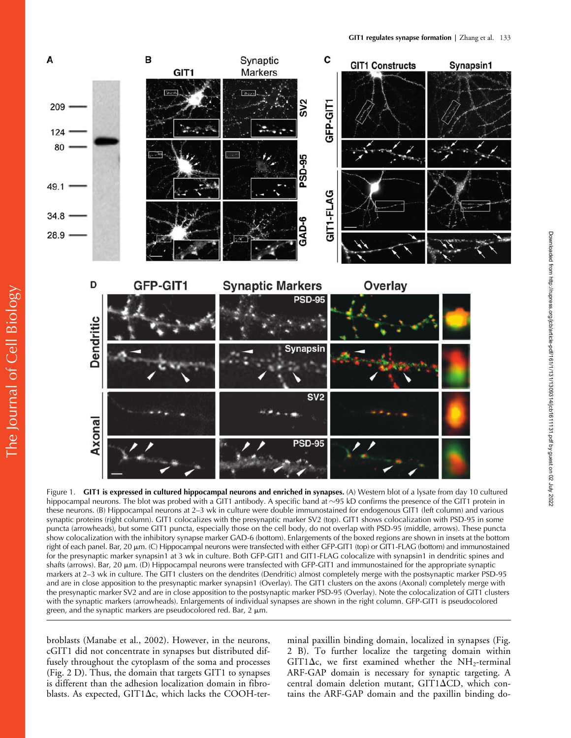Figure 1. **GIT1 is expressed in cultured hippocampal neurons and enriched in synapses.** (A) Western blot of a lysate from day 10 cultured hippocampal neurons. The blot was probed with a GIT1 antibody. A specific band at ~95 kD confirms the presence of the GIT1 protein in these neurons. (B) Hippocampal neurons at 2–3 wk in culture were double immunostained for endogenous GIT1 (left column) and various synaptic proteins (right column). GIT1 colocalizes with the presynaptic marker SV2 (top). GIT1 shows colocalization with PSD-95 in some puncta (arrowheads), but some GIT1 puncta, especially those on the cell body, do not overlap with PSD-95 (middle, arrows). These puncta show colocalization with the inhibitory synapse marker GAD-6 (bottom). Enlargements of the boxed regions are shown in insets at the bottom right of each panel. Bar, 20 μm. (C) Hippocampal neurons were transfected with either GFP-GIT1 (top) or GIT1-FLAG (bottom) and immunostained for the presynaptic marker synapsin1 at 3 wk in culture. Both GFP-GIT1 and GIT1-FLAG colocalize with synapsin1 in dendritic spines and shafts (arrows). Bar, 20 μm. (D) Hippocampal neurons were transfected with GFP-GIT1 and immunostained for the appropriate synaptic markers at 2–3 wk in culture. The GIT1 clusters on the dendrites (Dendritic) almost completely merge with the postsynaptic marker PSD-95 and are in close apposition to the presynaptic marker synapsin1 (Overlay). The GIT1 clusters on the axons (Axonal) completely merge with the presynaptic marker SV2 and are in close apposition to the postsynaptic marker PSD-95 (Overlay). Note the colocalization of GIT1 clusters with the synaptic markers (arrowheads). Enlargements of individual synapses are shown in the right column. GFP-GIT1 is pseudocolored green, and the synaptic markers are pseudocolored red. Bar, 2 μm.

broblasts (Manabe et al., 2002). However, in the neurons, cGIT1 did not concentrate in synapses but distributed diffusely throughout the cytoplasm of the soma and processes (Fig. 2 D). Thus, the domain that targets GIT1 to synapses is different than the adhesion localization domain in fibroblasts. As expected, GIT1Δc, which lacks the COOH-terminal paxillin binding domain, localized in synapses (Fig. 2 B). To further localize the targeting domain within GIT1Δc, we first examined whether the $NH_2$-terminal ARF-GAP domain is necessary for synaptic targeting. A central domain deletion mutant, GIT1ΔCD, which contains the ARF-GAP domain and the paxillin binding do-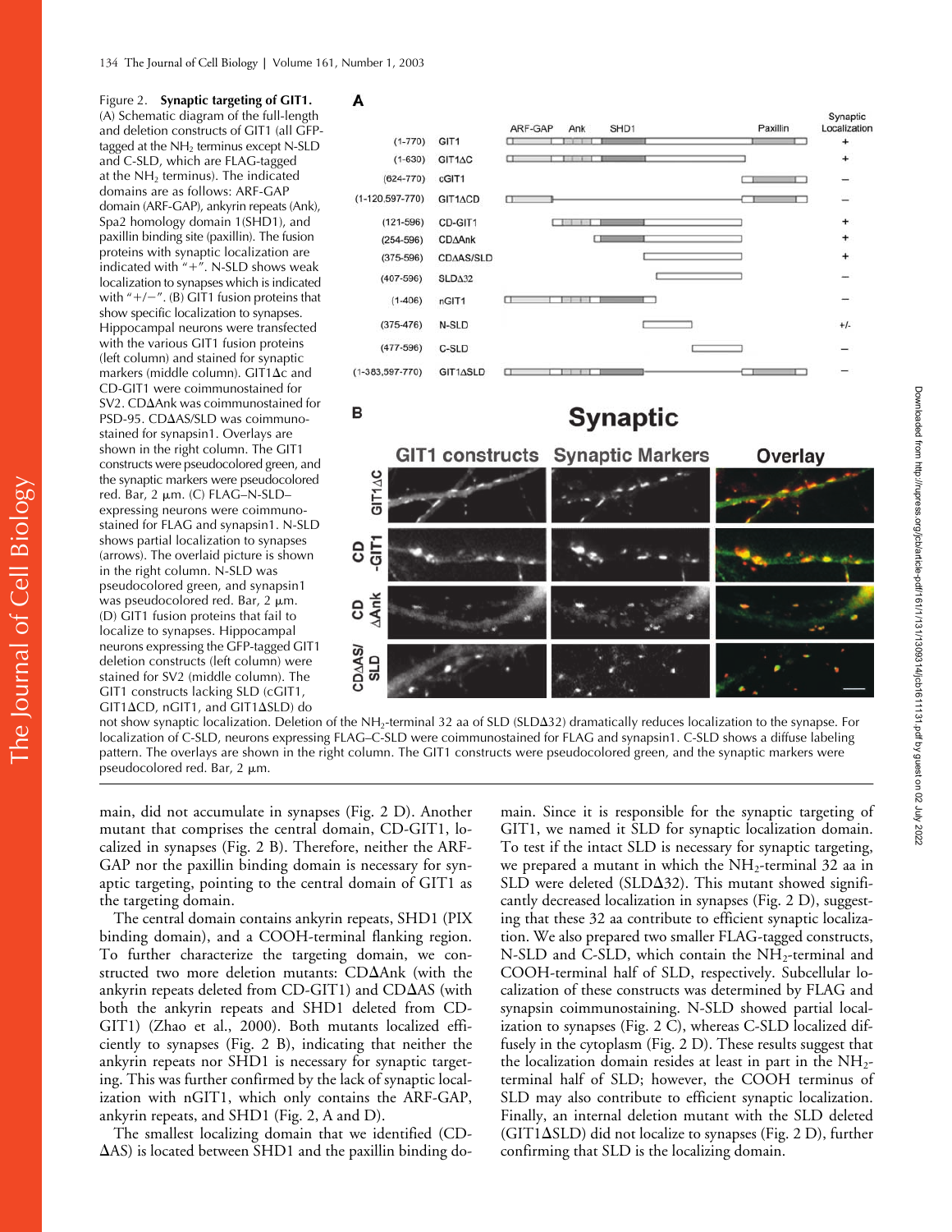Figure 2. **Synaptic targeting of GIT1.** (A) Schematic diagram of the full-length and deletion constructs of GIT1 (all GFP-tagged at the $NH_2$ terminus except N-SLD and C-SLD, which are FLAG-tagged at the $NH_2$ termini). The indicated domains are as follows: ARF-GAP domain (ARF-GAP), ankyrin repeats (Ank), Spa2 homology domain 1(SHD1), and paxillin binding site (paxillin). The fusion proteins with synaptic localization are indicated with "+". N-SLD shows weak localization to synapses which is indicated with "+/−". (B) GIT1 fusion proteins that show specific localization to synapses. Hippocampal neurons were transfected with the various GIT1 fusion proteins (left column) and stained for synaptic markers (middle column). GIT1Δc and CD-GIT1 were coimmunostained for SV2. CDΔAnk was coimmunostained for PSD-95. CDΔAS/SLD was coimmunostained for synapsin1. Overlays are shown in the right column. The GIT1 constructs were pseudocolored green, and the synaptic markers were pseudocolored red. Bar, 2 μm. (C) FLAG–N-SLD–expressing neurons were coimmunostained for FLAG and synapsin1. N-SLD shows partial localization to synapses (arrows). The overlaid picture is shown in the right column. N-SLD was pseudocolored green, and synapsin1 was pseudocolored red. Bar, 2 μm. (D) GIT1 fusion proteins that fail to localize to synapses. Hippocampal neurons expressing the GFP-tagged GIT1 deletion constructs (left column) were stained for SV2 (middle column). The GIT1 constructs lacking SLD (cGIT1, GIT1ΔCD, nGIT1, and GIT1ΔSLD) do not show synaptic localization. Deletion of the $NH_2$-terminal 32 aa of SLD (SLDΔ32) dramatically reduces localization to the synapse. For localization of C-SLD, neurons expressing FLAG–C-SLD were coimmunostained for FLAG and synapsin1. C-SLD shows a diffuse labeling pattern. The overlays are shown in the right column. The GIT1 constructs were pseudocolored green, and the synaptic markers were pseudocolored red. Bar, 2 μm.

main, did not accumulate in synapses (Fig. 2 D). Another mutant that comprises the central domain, CD-GIT1, localized in synapses (Fig. 2 B). Therefore, neither the ARF-GAP nor the paxillin binding domain is necessary for synaptic targeting, pointing to the central domain of GIT1 as the targeting domain.

The central domain contains ankyrin repeats, SHD1 (PIX binding domain), and a COOH-terminal flanking region. To further characterize the targeting domain, we constructed two more deletion mutants: CDΔAnk (with the ankyrin repeats deleted from CD-GIT1) and CDΔAS (with both the ankyrin repeats and SHD1 deleted from CD-GIT1) (Zhao et al., 2000). Both mutants localized efficiently to synapses (Fig. 2 B), indicating that neither the ankyrin repeats nor SHD1 is necessary for synaptic targeting. This was further confirmed by the lack of synaptic localization with nGIT1, which only contains the ARF-GAP, ankyrin repeats, and SHD1 (Fig. 2, A and D).

The smallest localizing domain that we identified (CDΔAS) is located between SHD1 and the paxillin binding domain. Since it is responsible for the synaptic targeting of GIT1, we named it SLD for synaptic localization domain. To test if the intact SLD is necessary for synaptic targeting, we prepared a mutant in which the $NH_2$-terminal 32 aa in SLD were deleted (SLDΔ32). This mutant showed significantly decreased localization in synapses (Fig. 2 D), suggesting that these 32 aa contribute to efficient synaptic localization. We also prepared two smaller FLAG-tagged constructs, N-SLD and C-SLD, which contain the $NH_2$-terminal and COOH-terminal half of SLD, respectively. Subcellular localization of these constructs was determined by FLAG and synapsin coimmunostaining. N-SLD showed partial localization to synapses (Fig. 2 C), whereas C-SLD localized diffusely in the cytoplasm (Fig. 2 D). These results suggest that the localization domain resides at least in part in the $NH_2$-terminal half of SLD; however, the COOH terminus of SLD may also contribute to efficient synaptic localization. Finally, an internal deletion mutant with the SLD deleted (GIT1ΔSLD) did not localize to synapses (Fig. 2 D), further confirming that SLD is the localizing domain.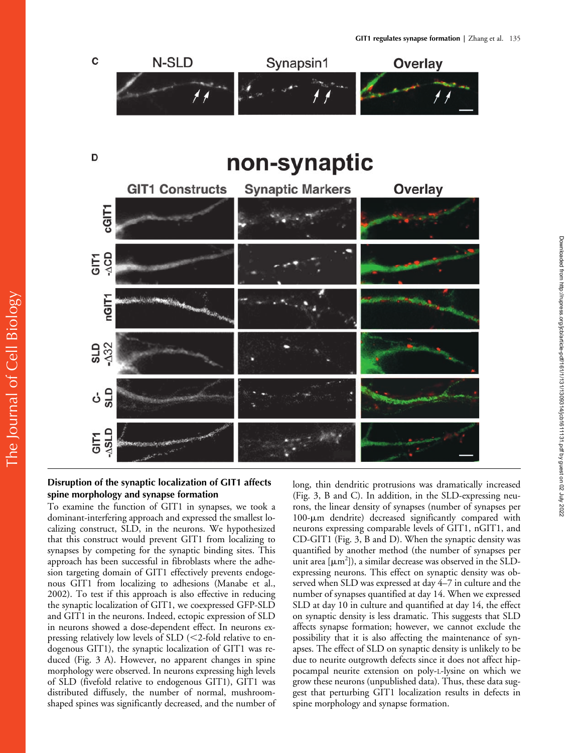## Disruption of the synaptic localization of GIT1 affects spine morphology and synapse formation

To examine the function of GIT1 in synapses, we took a dominant-interfering approach and expressed the smallest localizing construct, SLD, in the neurons. We hypothesized that this construct would prevent GIT1 from localizing to synapses by competing for the synaptic binding sites. This approach has been successful in fibroblasts where the adhesion targeting domain of GIT1 effectively prevents endogenous GIT1 from localizing to adhesions (Manabe et al., 2002). To test if this approach is also effective in reducing the synaptic localization of GIT1, we coexpressed GFP-SLD and GIT1 in the neurons. Indeed, ectopic expression of SLD in neurons showed a dose-dependent effect. In neurons expressing relatively low levels of SLD (<2-fold relative to endogenous GIT1), the synaptic localization of GIT1 was reduced (Fig. 3 A). However, no apparent changes in spine morphology were observed. In neurons expressing high levels of SLD (fivefold relative to endogenous GIT1), GIT1 was distributed diffusely, the number of normal, mushroom-shaped spines was significantly decreased, and the number of long, thin dendritic protrusions was dramatically increased (Fig. 3, B and C). In addition, in the SLD-expressing neurons, the linear density of synapses (number of synapses per 100-µm dendrite) decreased significantly compared with neurons expressing comparable levels of GIT1, nGIT1, and CD-GIT1 (Fig. 3, B and D). When the synaptic density was quantified by another method (the number of synapses per unit area [$\mu m^2$]), a similar decrease was observed in the SLD-expressing neurons. This effect on synaptic density was observed when SLD was expressed at day 4–7 in culture and the number of synapses quantified at day 14. When we expressed SLD at day 10 in culture and quantified at day 14, the effect on synaptic density is less dramatic. This suggests that SLD affects synapse formation; however, we cannot exclude the possibility that it is also affecting the maintenance of synapses. The effect of SLD on synaptic density is unlikely to be due to neurite outgrowth defects since it does not affect hippocampal neurite extension on poly-L-lysine on which we grow these neurons (unpublished data). Thus, these data suggest that perturbing GIT1 localization results in defects in spine morphology and synapse formation.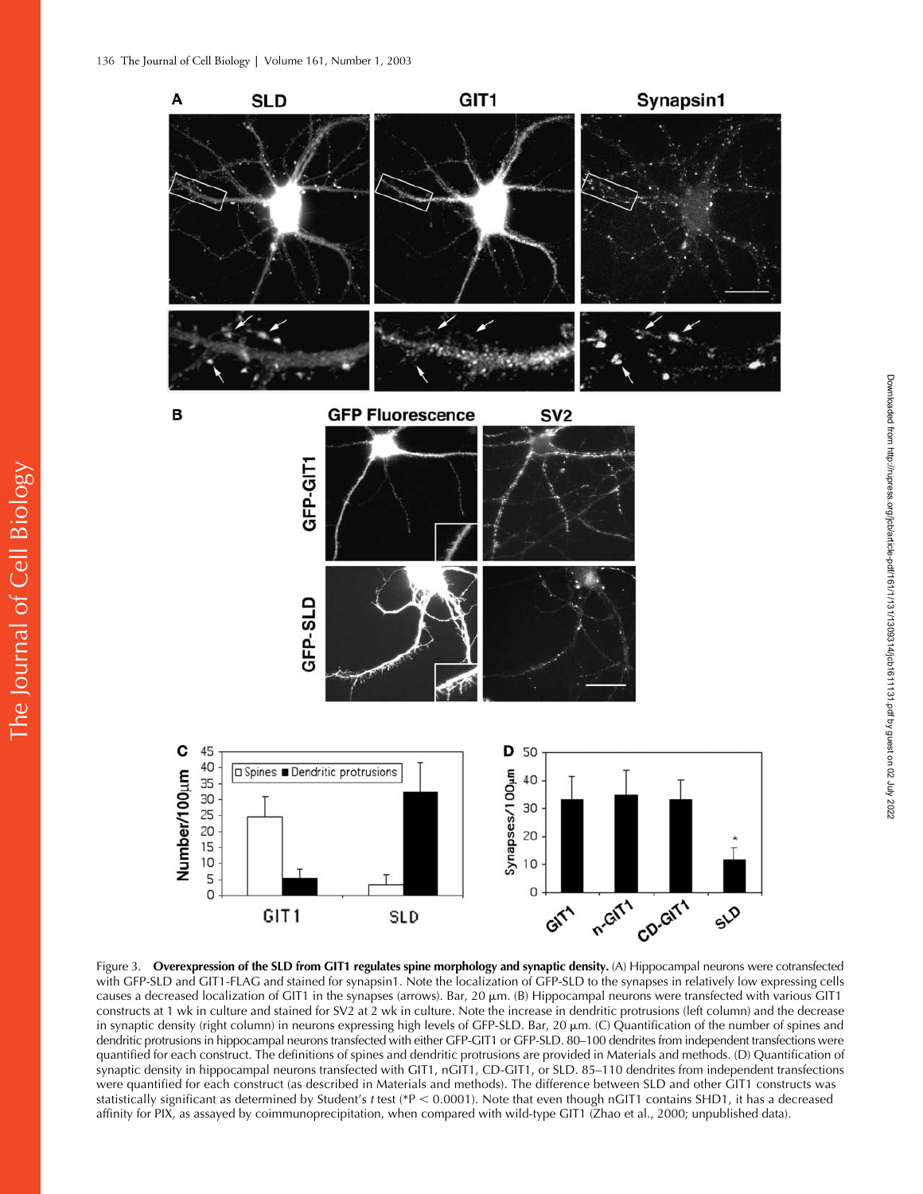Figure 3. **Overexpression of the SLD from GIT1 regulates spine morphology and synaptic density.** (A) Hippocampal neurons were cotransfected with GFP-SLD and GIT1-FLAG and stained for synapsin1. Note the localization of GFP-SLD to the synapses in relatively low expressing cells causes a decreased localization of GIT1 in the synapses (arrows). Bar, 20 μm. (B) Hippocampal neurons were transfected with various GIT1 constructs at 1 wk in culture and stained for SV2 at 2 wk in culture. Note the increase in dendritic protrusions (left column) and the decrease in synaptic density (right column) in neurons expressing high levels of GFP-SLD. Bar, 20 μm. (C) Quantification of the number of spines and dendritic protrusions in hippocampal neurons transfected with either GFP-GIT1 or GFP-SLD. 80–100 dendrites from independent transfections were quantified for each construct. The definitions of spines and dendritic protrusions are provided in Materials and methods. (D) Quantification of synaptic density in hippocampal neurons transfected with GIT1, nGIT1, CD-GIT1, or SLD. 85–110 dendrites from independent transfections were quantified for each construct (as described in Materials and methods). The difference between SLD and other GIT1 constructs was statistically significant as determined by Student's *t* test (*$P < 0.0001$). Note that even though nGIT1 contains SHD1, it has a decreased affinity for PIX, as assayed by coimmunoprecipitation, when compared with wild-type GIT1 (Zhao et al., 2000; unpublished data).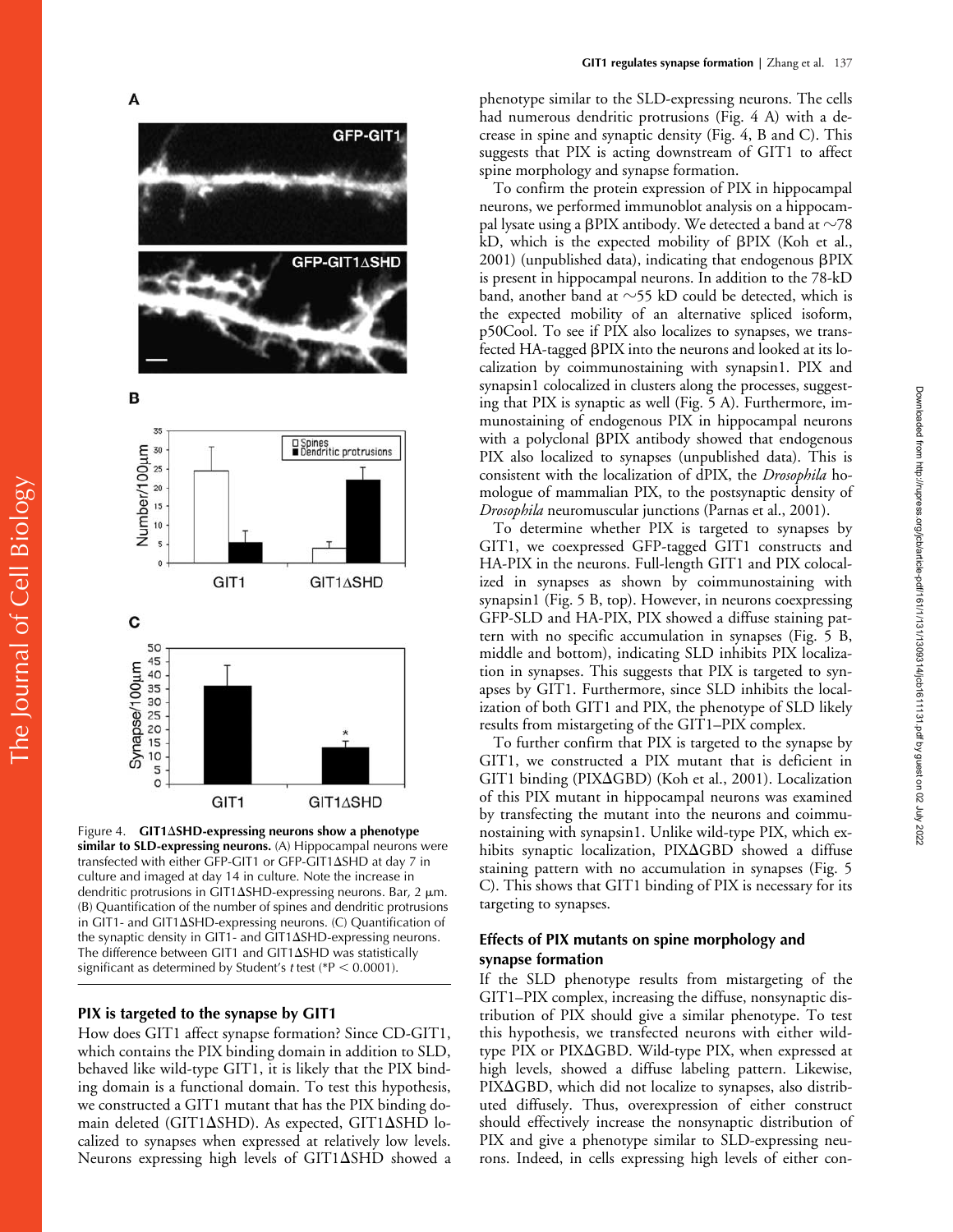Figure 4. **GIT1ΔSHD-expressing neurons show a phenotype similar to SLD-expressing neurons.** (A) Hippocampal neurons were transfected with either GFP-GIT1 or GFP-GIT1ΔSHD at day 7 in culture and imaged at day 14 in culture. Note the increase in dendritic protrusions in GIT1ΔSHD-expressing neurons. Bar, 2 μm. (B) Quantification of the number of spines and dendritic protrusions in GIT1- and GIT1ΔSHD-expressing neurons. (C) Quantification of the synaptic density in GIT1- and GIT1ΔSHD-expressing neurons. The difference between GIT1 and GIT1ΔSHD was statistically significant as determined by Student's *t* test (*$P < 0.0001$).

## PIX is targeted to the synapse by GIT1

How does GIT1 affect synapse formation? Since CD-GIT1, which contains the PIX binding domain in addition to SLD, behaved like wild-type GIT1, it is likely that the PIX binding domain is a functional domain. To test this hypothesis, we constructed a GIT1 mutant that has the PIX binding domain deleted (GIT1ΔSHD). As expected, GIT1ΔSHD localized to synapses when expressed at relatively low levels. Neurons expressing high levels of GIT1ΔSHD showed a phenotype similar to the SLD-expressing neurons. The cells had numerous dendritic protrusions (Fig. 4 A) with a decrease in spine and synaptic density (Fig. 4, B and C). This suggests that PIX is acting downstream of GIT1 to affect spine morphology and synapse formation.

To confirm the protein expression of PIX in hippocampal neurons, we performed immunoblot analysis on a hippocampal lysate using a βPIX antibody. We detected a band at ~78 kD, which is the expected mobility of βPIX (Koh et al., 2001) (unpublished data), indicating that endogenous βPIX is present in hippocampal neurons. In addition to the 78-kD band, another band at ~55 kD could be detected, which is the expected mobility of an alternative spliced isoform, p50Cool. To see if PIX also localizes to synapses, we transfected HA-tagged βPIX into the neurons and looked at its localization by coimmunostaining with synapsin1. PIX and synapsin1 colocalized in clusters along the processes, suggesting that PIX is synaptic as well (Fig. 5 A). Furthermore, immunostaining of endogenous PIX in hippocampal neurons with a polyclonal βPIX antibody showed that endogenous PIX also localized to synapses (unpublished data). This is consistent with the localization of dPIX, the *Drosophila* homologue of mammalian PIX, to the postsynaptic density of *Drosophila* neuromuscular junctions (Parnas et al., 2001).

To determine whether PIX is targeted to synapses by GIT1, we coexpressed GFP-tagged GIT1 constructs and HA-PIX in the neurons. Full-length GIT1 and PIX colocalized in synapses as shown by coimmunostaining with synapsin1 (Fig. 5 B, top). However, in neurons coexpressing GFP-SLD and HA-PIX, PIX showed a diffuse staining pattern with no specific accumulation in synapses (Fig. 5 B, middle and bottom), indicating SLD inhibits PIX localization in synapses. This suggests that PIX is targeted to synapses by GIT1. Furthermore, since SLD inhibits the localization of both GIT1 and PIX, the phenotype of SLD likely results from mistargeting of the GIT1–PIX complex.

To further confirm that PIX is targeted to the synapse by GIT1, we constructed a PIX mutant that is deficient in GIT1 binding (PIXΔGBD) (Koh et al., 2001). Localization of this PIX mutant in hippocampal neurons was examined by transfecting the mutant into the neurons and coimmunostaining with synapsin1. Unlike wild-type PIX, which exhibits synaptic localization, PIXΔGBD showed a diffuse staining pattern with no accumulation in synapses (Fig. 5 C). This shows that GIT1 binding of PIX is necessary for its targeting to synapses.

## Effects of PIX mutants on spine morphology and synapse formation

If the SLD phenotype results from mistargeting of the GIT1–PIX complex, increasing the diffuse, nonsynaptic distribution of PIX should give a similar phenotype. To test this hypothesis, we transfected neurons with either wild-type PIX or PIXΔGBD. Wild-type PIX, when expressed at high levels, showed a diffuse labeling pattern. Likewise, PIXΔGBD, which did not localize to synapses, also distributed diffusely. Thus, overexpression of either construct should effectively increase the nonsynaptic distribution of PIX and give a phenotype similar to SLD-expressing neurons. Indeed, in cells expressing high levels of either con-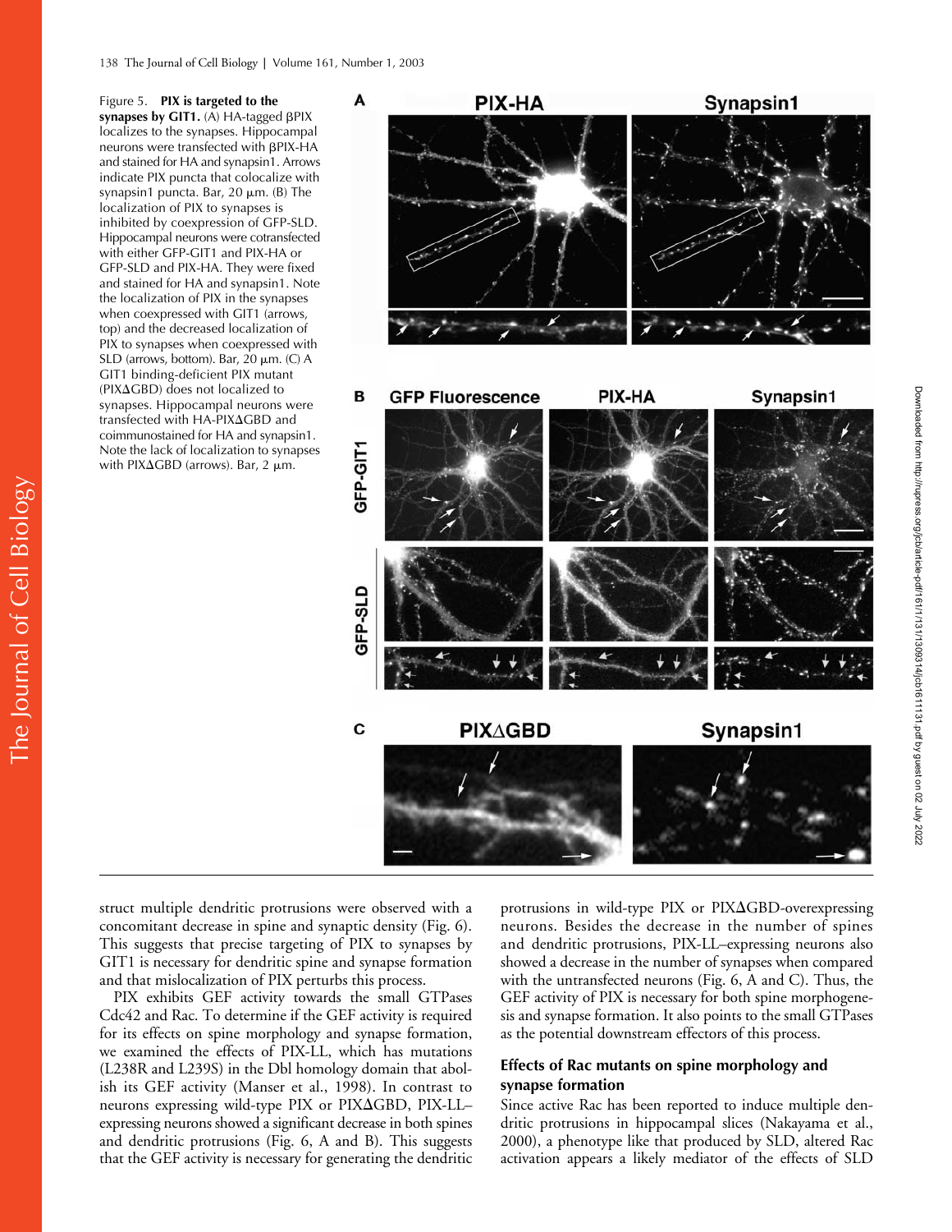Figure 5. **PIX is targeted to the synapses by GIT1.** (A) HA-tagged βPIX localizes to the synapses. Hippocampal neurons were transfected with βPIX-HA and stained for HA and synapsin1. Arrows indicate PIX puncta that colocalize with synapsin1 puncta. Bar, 20 μm. (B) The localization of PIX to synapses is inhibited by coexpression of GFP-SLD. Hippocampal neurons were cotransfected with either GFP-GIT1 and PIX-HA or GFP-SLD and PIX-HA. They were fixed and stained for HA and synapsin1. Note the localization of PIX in the synapses when coexpressed with GIT1 (arrows, top) and the decreased localization of PIX to synapses when coexpressed with SLD (arrows, bottom). Bar, 20 μm. (C) A GIT1 binding-deficient PIX mutant (PIXΔGBD) does not localized to synapses. Hippocampal neurons were transfected with HA-PIXΔGBD and coimmunostained for HA and synapsin1. Note the lack of localization to synapses with PIXΔGBD (arrows). Bar, 2 μm.

struct multiple dendritic protrusions were observed with a concomitant decrease in spine and synaptic density (Fig. 6). This suggests that precise targeting of PIX to synapses by GIT1 is necessary for dendritic spine and synapse formation and that mislocalization of PIX perturbs this process.

PIX exhibits GEF activity towards the small GTPases Cdc42 and Rac. To determine if the GEF activity is required for its effects on spine morphology and synapse formation, we examined the effects of PIX-LL, which has mutations (L238R and L239S) in the Dbl homology domain that abolish its GEF activity (Manser et al., 1998). In contrast to neurons expressing wild-type PIX or PIXΔGBD, PIX-LL–expressing neurons showed a significant decrease in both spines and dendritic protrusions (Fig. 6, A and B). This suggests that the GEF activity is necessary for generating the dendritic protrusions in wild-type PIX or PIXΔGBD-overexpressing neurons. Besides the decrease in the number of spines and dendritic protrusions, PIX-LL–expressing neurons also showed a decrease in the number of synapses when compared with the untransfected neurons (Fig. 6, A and C). Thus, the GEF activity of PIX is necessary for both spine morphogenesis and synapse formation. It also points to the small GTPases as the potential downstream effectors of this process.

## Effects of Rac mutants on spine morphology and synapse formation

Since active Rac has been reported to induce multiple dendritic protrusions in hippocampal slices (Nakayama et al., 2000), a phenotype like that produced by SLD, altered Rac activation appears a likely mediator of the effects of SLD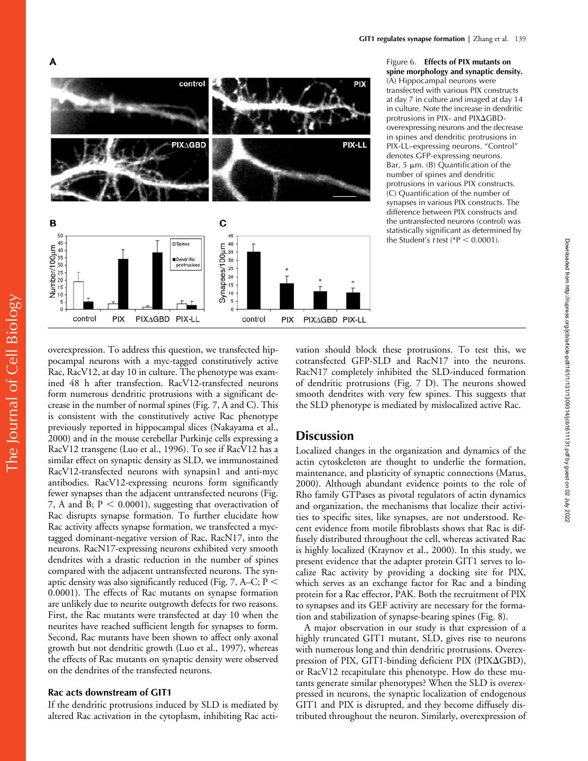Figure 6. **Effects of PIX mutants on spine morphology and synaptic density.** (A) Hippocampal neurons were transfected with various PIX constructs at day 7 in culture and imaged at day 14 in culture. Note the increase in dendritic protrusions in PIX- and PIXΔGBD-overexpressing neurons and the decrease in spines and dendritic protrusions in PIX-LL–expressing neurons. "Control" denotes GFP-expressing neurons. Bar, 5 μm. (B) Quantification of the number of spines and dendritic protrusions in various PIX constructs. (C) Quantification of the number of synapses in various PIX constructs. The difference between PIX constructs and the untransfected neurons (control) was statistically significant as determined by the Student's *t* test (*$P < 0.0001$).

overexpression. To address this question, we transfected hippocampal neurons with a myc-tagged constitutively active Rac, RacV12, at day 10 in culture. The phenotype was examined 48 h after transfection. RacV12-transfected neurons form numerous dendritic protrusions with a significant decrease in the number of normal spines (Fig. 7, A and C). This is consistent with the constitutively active Rac phenotype previously reported in hippocampal slices (Nakayama et al., 2000) and in the mouse cerebellar Purkinje cells expressing a RacV12 transgene (Luo et al., 1996). To see if RacV12 has a similar effect on synaptic density as SLD, we immunostained RacV12-transfected neurons with synapsin1 and anti-myc antibodies. RacV12-expressing neurons form significantly fewer synapses than the adjacent untransfected neurons (Fig. 7, A and B; $P < 0.0001$), suggesting that overactivation of Rac disrupts synapse formation. To further elucidate how Rac activity affects synapse formation, we transfected a myc-tagged dominant-negative version of Rac, RacN17, into the neurons. RacN17-expressing neurons exhibited very smooth dendrites with a drastic reduction in the number of spines compared with the adjacent untransfected neurons. The synaptic density was also significantly reduced (Fig. 7, A–C; $P < 0.0001$). The effects of Rac mutants on synapse formation are unlikely due to neurite outgrowth defects for two reasons. First, the Rac mutants were transfected at day 10 when the neurites have reached sufficient length for synapses to form. Second, Rac mutants have been shown to affect only axonal growth but not dendritic growth (Luo et al., 1997), whereas the effects of Rac mutants on synaptic density were observed on the dendrites of the transfected neurons.

### Rac acts downstream of GIT1

If the dendritic protrusions induced by SLD is mediated by altered Rac activation in the cytoplasm, inhibiting Rac activation should block these protrusions. To test this, we cotransfected GFP-SLD and RacN17 into the neurons. RacN17 completely inhibited the SLD-induced formation of dendritic protrusions (Fig. 7 D). The neurons showed smooth dendrites with very few spines. This suggests that the SLD phenotype is mediated by mislocalized active Rac.

## Discussion

Localized changes in the organization and dynamics of the actin cytoskeleton are thought to underlie the formation, maintenance, and plasticity of synaptic connections (Matus, 2000). Although abundant evidence points to the role of Rho family GTPases as pivotal regulators of actin dynamics and organization, the mechanisms that localize their activities to specific sites, like synapses, are not understood. Recent evidence from motile fibroblasts shows that Rac is diffusely distributed throughout the cell, whereas activated Rac is highly localized (Kraynov et al., 2000). In this study, we present evidence that the adapter protein GIT1 serves to localize Rac activity by providing a docking site for PIX, which serves as an exchange factor for Rac and a binding protein for a Rac effector, PAK. Both the recruitment of PIX to synapses and its GEF activity are necessary for the formation and stabilization of synapse-bearing spines (Fig. 8).

A major observation in our study is that expression of a highly truncated GIT1 mutant, SLD, gives rise to neurons with numerous long and thin dendritic protrusions. Overexpression of PIX, GIT1-binding deficient PIX (PIXΔGBD), or RacV12 recapitulate this phenotype. How do these mutants generate similar phenotypes? When the SLD is overexpressed in neurons, the synaptic localization of endogenous GIT1 and PIX is disrupted, and they become diffusely distributed throughout the neuron. Similarly, overexpression of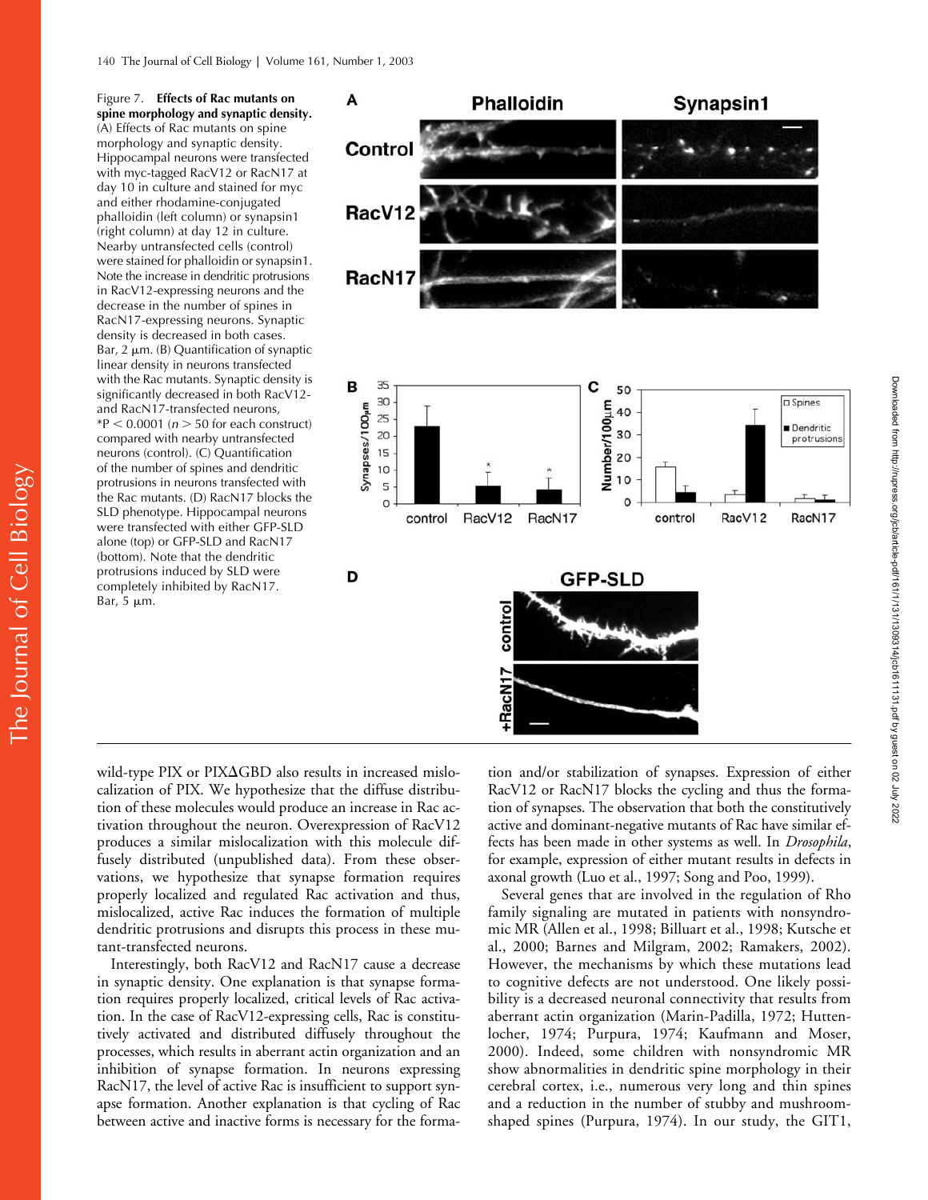Figure 7. **Effects of Rac mutants on spine morphology and synaptic density.** (A) Effects of Rac mutants on spine morphology and synaptic density. Hippocampal neurons were transfected with myc-tagged RacV12 or RacN17 at day 10 in culture and stained for myc and either rhodamine-conjugated phalloidin (left column) or synapsin1 (right column) at day 12 in culture. Nearby untransfected cells (control) were stained for phalloidin or synapsin1. Note the increase in dendritic protrusions in RacV12-expressing neurons and the decrease in the number of spines in RacN17-expressing neurons. Synaptic density is decreased in both cases. Bar, 2 μm. (B) Quantification of synaptic linear density in neurons transfected with the Rac mutants. Synaptic density is significantly decreased in both RacV12- and RacN17-transfected neurons, *$P < 0.0001$ ($n > 50$ for each construct) compared with nearby untransfected neurons (control). (C) Quantification of the number of spines and dendritic protrusions in neurons transfected with the Rac mutants. (D) RacN17 blocks the SLD phenotype. Hippocampal neurons were transfected with either GFP-SLD alone (top) or GFP-SLD and RacN17 (bottom). Note that the dendritic protrusions induced by SLD were completely inhibited by RacN17. Bar, 5 μm.

wild-type PIX or PIXΔGBD also results in increased mislocalization of PIX. We hypothesize that the diffuse distribution of these molecules would produce an increase in Rac activation throughout the neuron. Overexpression of RacV12 produces a similar mislocalization with this molecule diffusely distributed (unpublished data). From these observations, we hypothesize that synapse formation requires properly localized and regulated Rac activation and thus, mislocalized, active Rac induces the formation of multiple dendritic protrusions and disrupts this process in these mutant-transfected neurons.

Interestingly, both RacV12 and RacN17 cause a decrease in synaptic density. One explanation is that synapse formation requires properly localized, critical levels of Rac activation. In the case of RacV12-expressing cells, Rac is constitutively activated and distributed diffusely throughout the processes, which results in aberrant actin organization and an inhibition of synapse formation. In neurons expressing RacN17, the level of active Rac is insufficient to support synapse formation. Another explanation is that cycling of Rac between active and inactive forms is necessary for the formation and/or stabilization of synapses. Expression of either RacV12 or RacN17 blocks the cycling and thus the formation of synapses. The observation that both the constitutively active and dominant-negative mutants of Rac have similar effects has been made in other systems as well. In *Drosophila*, for example, expression of either mutant results in defects in axonal growth (Luo et al., 1997; Song and Poo, 1999).

Several genes that are involved in the regulation of Rho family signaling are mutated in patients with nonsyndromic MR (Allen et al., 1998; Billuart et al., 1998; Kutsche et al., 2000; Barnes and Milgram, 2002; Ramakers, 2002). However, the mechanisms by which these mutations lead to cognitive defects are not understood. One likely possibility is a decreased neuronal connectivity that results from aberrant actin organization (Marin-Padilla, 1972; Huttenlocher, 1974; Purpura, 1974; Kaufmann and Moser, 2000). Indeed, some children with nonsyndromic MR show abnormalities in dendritic spine morphology in their cerebral cortex, i.e., numerous very long and thin spines and a reduction in the number of stubby and mushroom-shaped spines (Purpura, 1974). In our study, the GIT1,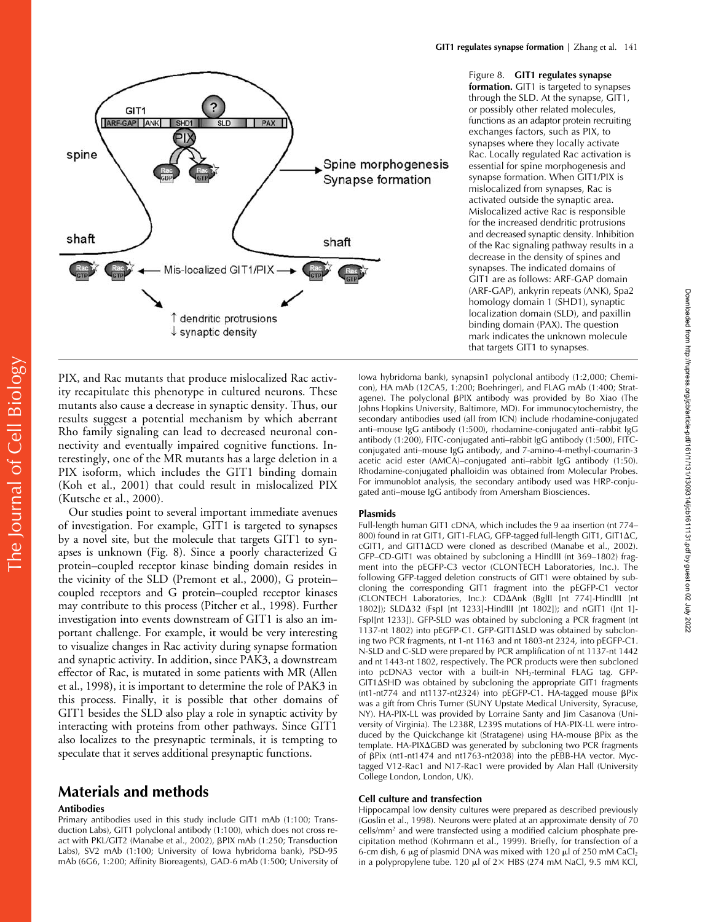Figure 8. **GIT1 regulates synapse formation.** GIT1 is targeted to synapses through the SLD. At the synapse, GIT1, or possibly other related molecules, functions as an adaptor protein recruiting exchanges factors, such as PIX, to synapses where they locally activate Rac. Locally regulated Rac activation is essential for spine morphogenesis and synapse formation. When GIT1/PIX is mislocalized from synapses, Rac is activated outside the synaptic area. Mislocalized active Rac is responsible for the increased dendritic protrusions and decreased synaptic density. Inhibition of the Rac signaling pathway results in a decrease in the density of spines and synapses. The indicated domains of GIT1 are as follows: ARF-GAP domain (ARF-GAP), ankyrin repeats (ANK), Spa2 homology domain 1 (SHD1), synaptic localization domain (SLD), and paxillin binding domain (PAX). The question mark indicates the unknown molecule that targets GIT1 to synapses.

PIX, and Rac mutants that produce mislocalized Rac activity recapitulate this phenotype in cultured neurons. These mutants also cause a decrease in synaptic density. Thus, our results suggest a potential mechanism by which aberrant Rho family signaling can lead to decreased neuronal connectivity and eventually impaired cognitive functions. Interestingly, one of the MR mutants has a large deletion in a PIX isoform, which includes the GIT1 binding domain (Koh et al., 2001) that could result in mislocalized PIX (Kutsche et al., 2000).

Our studies point to several important immediate avenues of investigation. For example, GIT1 is targeted to synapses by a novel site, but the molecule that targets GIT1 to synapses is unknown (Fig. 8). Since a poorly characterized G protein–coupled receptor kinase binding domain resides in the vicinity of the SLD (Premont et al., 2000), G protein–coupled receptors and G protein–coupled receptor kinases may contribute to this process (Pitcher et al., 1998). Further investigation into events downstream of GIT1 is also an important challenge. For example, it would be very interesting to visualize changes in Rac activity during synapse formation and synaptic activity. In addition, since PAK3, a downstream effector of Rac, is mutated in some patients with MR (Allen et al., 1998), it is important to determine the role of PAK3 in this process. Finally, it is possible that other domains of GIT1 besides the SLD also play a role in synaptic activity by interacting with proteins from other pathways. Since GIT1 also localizes to the presynaptic terminals, it is tempting to speculate that it serves additional presynaptic functions.

## Materials and methods

### Antibodies

Primary antibodies used in this study include GIT1 mAb (1:100; Transduction Labs), GIT1 polyclonal antibody (1:100), which does not cross react with PKL/GIT2 (Manabe et al., 2002), βPIX mAb (1:250; Transduction Labs), SV2 mAb (1:100; University of Iowa hybridoma bank), PSD-95 mAb (6G6, 1:200; Affinity Bioreagents), GAD-6 mAb (1:500; University of Iowa hybridoma bank), synapsin1 polyclonal antibody (1:2,000; Chemicon), HA mAb (12CA5, 1:200; Boehringer), and FLAG mAb (1:400; Stratagene). The polyclonal βPIX antibody was provided by Bo Xiao (The Johns Hopkins University, Baltimore, MD). For immunocytochemistry, the secondary antibodies used (all from ICN) include rhodamine-conjugated anti–mouse IgG antibody (1:500), rhodamine-conjugated anti–rabbit IgG antibody (1:200), FITC-conjugated anti–rabbit IgG antibody (1:500), FITC-conjugated anti–mouse IgG antibody, and 7-amino-4-methyl-coumarin-3 acetic acid ester (AMCA)–conjugated anti–rabbit IgG antibody (1:50). Rhodamine-conjugated phalloidin was obtained from Molecular Probes. For immunoblot analysis, the secondary antibody used was HRP-conjugated anti–mouse IgG antibody from Amersham Biosciences.

### Plasmids

Full-length human GIT1 cDNA, which includes the 9 aa insertion (nt 774–800) found in rat GIT1, GIT1-FLAG, GFP-tagged full-length GIT1, GIT1ΔC, cGIT1, and GIT1ΔCD were cloned as described (Manabe et al., 2002). GFP–CD-GIT1 was obtained by subcloning a HindIII (nt 369–1802) fragment into the pEGFP-C3 vector (CLONTECH Laboratories, Inc.). The following GFP-tagged deletion constructs of GIT1 were obtained by subcloning the corresponding GIT1 fragment into the pEGFP-C1 vector (CLONTECH Laboratories, Inc.): CDΔAnk (BglII [nt 774]-HindIII [nt 1802]); SLDΔ32 (FspI [nt 1233]-HindIII [nt 1802]); and nGIT1 ([nt 1]-FspI[nt 1233]). GFP-SLD was obtained by subcloning a PCR fragment (nt 1137-nt 1802) into pEGFP-C1. GFP-GIT1ΔSLD was obtained by subcloning two PCR fragments, nt 1-nt 1163 and nt 1803-nt 2324, into pEGFP-C1. N-SLD and C-SLD were prepared by PCR amplification of nt 1137-nt 1442 and nt 1443-nt 1802, respectively. The PCR products were then subcloned into pcDNA3 vector with a built-in $NH_2$-terminal FLAG tag. GFP-GIT1ΔSHD was obtained by subcloning the appropriate GIT1 fragments (nt1-nt774 and nt1137-nt2324) into pEGFP-C1. HA-tagged mouse βPix was a gift from Chris Turner (SUNY Upstate Medical University, Syracuse, NY). HA-PIX-LL was provided by Lorraine Santy and Jim Casanova (University of Virginia). The L238R, L239S mutations of HA-PIX-LL were introduced by the Quickchange kit (Stratagene) using HA-mouse βPix as the template. HA-PIXΔGBD was generated by subcloning two PCR fragments of βPix (nt1-nt1474 and nt1763-nt2038) into the pEBB-HA vector. Myc-tagged V12-Rac1 and N17-Rac1 were provided by Alan Hall (University College London, London, UK).

### Cell culture and transfection

Hippocampal low density cultures were prepared as described previously (Goslin et al., 1998). Neurons were plated at an approximate density of 70 cells/$mm^2$ and were transfected using a modified calcium phosphate precipitation method (Kohrmann et al., 1999). Briefly, for transfection of a 6-cm dish, 6 μg of plasmid DNA was mixed with 120 μl of 250 mM $CaCl_2$ in a polypropylene tube. 120 μl of 2× HBS (274 mM NaCl, 9.5 mM KCl,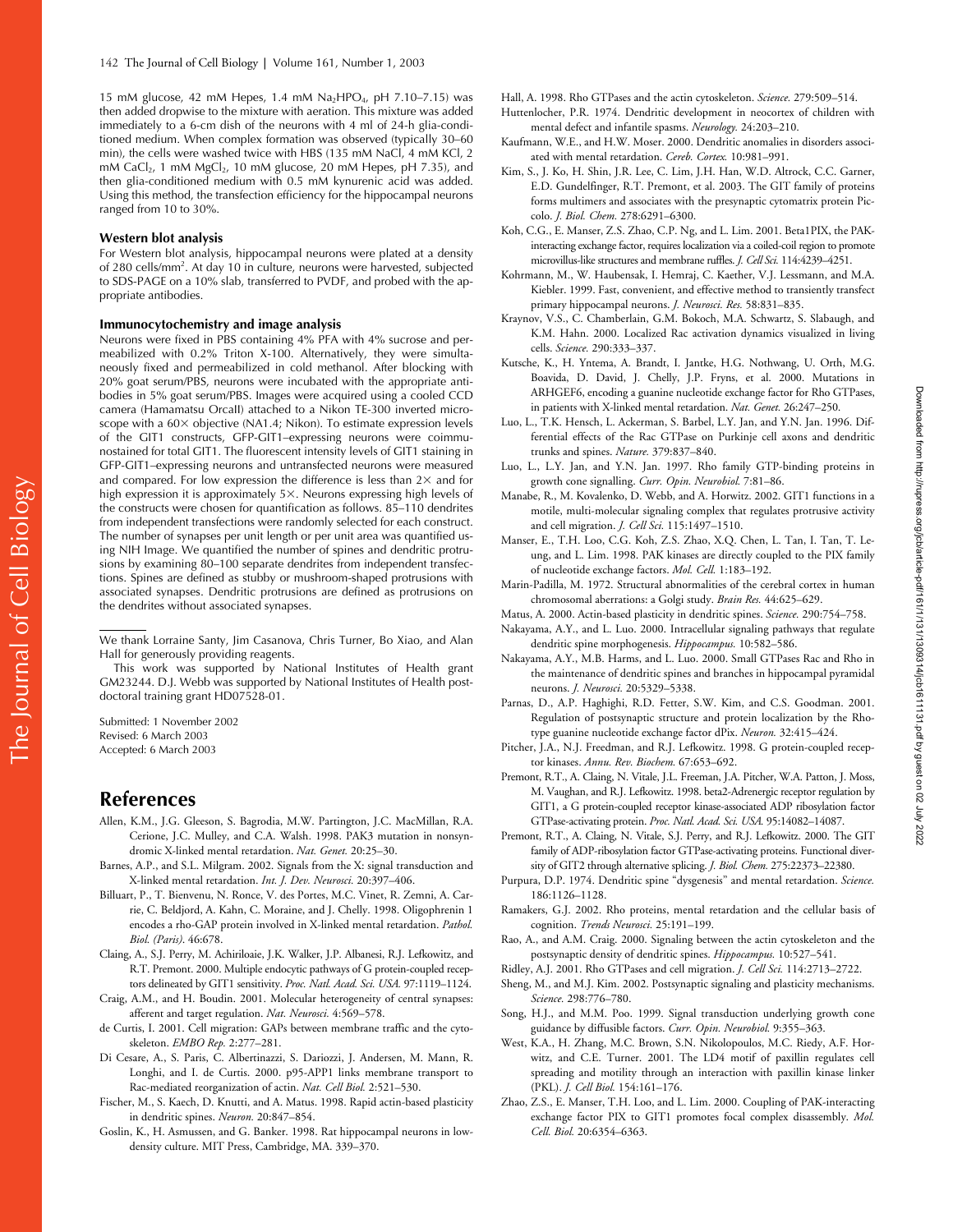15 mM glucose, 42 mM Hepes, 1.4 mM $Na_2HPO_4$, pH 7.10–7.15) was then added dropwise to the mixture with aeration. This mixture was added immediately to a 6-cm dish of the neurons with 4 ml of 24-h glia-conditioned medium. When complex formation was observed (typically 30–60 min), the cells were washed twice with HBS (135 mM NaCl, 4 mM KCl, 2 mM $CaCl_2$, 1 mM $MgCl_2$, 10 mM glucose, 20 mM Hepes, pH 7.35), and then glia-conditioned medium with 0.5 mM kynurenic acid was added. Using this method, the transfection efficiency for the hippocampal neurons ranged from 10 to 30%.

### Western blot analysis

For Western blot analysis, hippocampal neurons were plated at a density of 280 cells/$mm^2$. At day 10 in culture, neurons were harvested, subjected to SDS-PAGE on a 10% slab, transferred to PVDF, and probed with the appropriate antibodies.

### Immunocytochemistry and image analysis

Neurons were fixed in PBS containing 4% PFA with 4% sucrose and permeabilized with 0.2% Triton X-100. Alternatively, they were simultaneously fixed and permeabilized in cold methanol. After blocking with 20% goat serum/PBS, neurons were incubated with the appropriate antibodies in 5% goat serum/PBS. Images were acquired using a cooled CCD camera (Hamamatsu OrcaII) attached to a Nikon TE-300 inverted microscope with a 60× objective (NA1.4; Nikon). To estimate expression levels of the GIT1 constructs, GFP-GIT1–expressing neurons were coimmunostained for total GIT1. The fluorescent intensity levels of GIT1 staining in GFP-GIT1–expressing neurons and untransfected neurons were measured and compared. For low expression the difference is less than 2× and for high expression it is approximately 5×. Neurons expressing high levels of the constructs were chosen for quantification as follows. 85–110 dendrites from independent transfections were randomly selected for each construct. The number of synapses per unit length or per unit area was quantified using NIH Image. We quantified the number of spines and dendritic protrusions by examining 80–100 separate dendrites from independent transfections. Spines are defined as stubby or mushroom-shaped protrusions with associated synapses. Dendritic protrusions are defined as protrusions on the dendrites without associated synapses.

We thank Lorraine Santy, Jim Casanova, Chris Turner, Bo Xiao, and Alan Hall for generously providing reagents.

This work was supported by National Institutes of Health grant GM23244. D.J. Webb was supported by National Institutes of Health postdoctoral training grant HD07528-01.

Submitted: 1 November 2002
Revised: 6 March 2003
Accepted: 6 March 2003

## References

Allen, K.M., J.G. Gleeson, S. Bagrodia, M.W. Partington, J.C. MacMillan, R.A. Cerione, J.C. Mulley, and C.A. Walsh. 1998. PAK3 mutation in nonsyndromic X-linked mental retardation. *Nat. Genet.* 20:25–30.

Barnes, A.P., and S.L. Milgram. 2002. Signals from the X: signal transduction and X-linked mental retardation. *Int. J. Dev. Neurosci.* 20:397–406.

Billuart, P., T. Bienvenu, N. Ronce, V. des Portes, M.C. Vinet, R. Zemni, A. Carrie, C. Beldjord, A. Kahn, C. Moraine, and J. Chelly. 1998. Oligophrenin 1 encodes a rho-GAP protein involved in X-linked mental retardation. *Pathol. Biol. (Paris).* 46:678.

Claing, A., S.J. Perry, M. Achiriloaie, J.K. Walker, J.P. Albanesi, R.J. Lefkowitz, and R.T. Premont. 2000. Multiple endocytic pathways of G protein-coupled receptors delineated by GIT1 sensitivity. *Proc. Natl. Acad. Sci. USA.* 97:1119–1124.

Craig, A.M., and H. Boudin. 2001. Molecular heterogeneity of central synapses: afferent and target regulation. *Nat. Neurosci.* 4:569–578.

de Curtis, I. 2001. Cell migration: GAPs between membrane traffic and the cytoskeleton. *EMBO Rep.* 2:277–281.

Di Cesare, A., S. Paris, C. Albertinazzi, S. Dariozzi, J. Andersen, M. Mann, R. Longhi, and I. de Curtis. 2000. p95-APP1 links membrane transport to Rac-mediated reorganization of actin. *Nat. Cell Biol.* 2:521–530.

Fischer, M., S. Kaech, D. Knutti, and A. Matus. 1998. Rapid actin-based plasticity in dendritic spines. *Neuron.* 20:847–854.

Goslin, K., H. Asmussen, and G. Banker. 1998. Rat hippocampal neurons in low-density culture. MIT Press, Cambridge, MA. 339–370.

Hall, A. 1998. Rho GTPases and the actin cytoskeleton. *Science.* 279:509–514.

Huttenlocher, P.R. 1974. Dendritic development in neocortex of children with mental defect and infantile spasms. *Neurology.* 24:203–210.

Kaufmann, W.E., and H.W. Moser. 2000. Dendritic anomalies in disorders associated with mental retardation. *Cereb. Cortex.* 10:981–991.

Kim, S., J. Ko, H. Shin, J.R. Lee, C. Lim, J.H. Han, W.D. Altrock, C.C. Garner, E.D. Gundelfinger, R.T. Premont, et al. 2003. The GIT family of proteins forms multimers and associates with the presynaptic cytomatrix protein Piccolo. *J. Biol. Chem.* 278:6291–6300.

Koh, C.G., E. Manser, Z.S. Zhao, C.P. Ng, and L. Lim. 2001. Beta1PIX, the PAK-interacting exchange factor, requires localization via a coiled-coil region to promote microvillus-like structures and membrane ruffles. *J. Cell Sci.* 114:4239–4251.

Kohrmann, M., W. Haubensak, I. Hemraj, C. Kaether, V.J. Lessmann, and M.A. Kiebler. 1999. Fast, convenient, and effective method to transiently transfect primary hippocampal neurons. *J. Neurosci. Res.* 58:831–835.

Kraynov, V.S., C. Chamberlain, G.M. Bokoch, M.A. Schwartz, S. Slabaugh, and K.M. Hahn. 2000. Localized Rac activation dynamics visualized in living cells. *Science.* 290:333–337.

Kutsche, K., H. Yntema, A. Brandt, I. Jantke, H.G. Nothwang, U. Orth, M.G. Boavida, D. David, J. Chelly, J.P. Fryns, et al. 2000. Mutations in ARHGEF6, encoding a guanine nucleotide exchange factor for Rho GTPases, in patients with X-linked mental retardation. *Nat. Genet.* 26:247–250.

Luo, L., T.K. Hensch, L. Ackerman, S. Barbel, L.Y. Jan, and Y.N. Jan. 1996. Differential effects of the Rac GTPase on Purkinje cell axons and dendritic trunks and spines. *Nature.* 379:837–840.

Luo, L., L.Y. Jan, and Y.N. Jan. 1997. Rho family GTP-binding proteins in growth cone signalling. *Curr. Opin. Neurobiol.* 7:81–86.

Manabe, R., M. Kovalenko, D. Webb, and A. Horwitz. 2002. GIT1 functions in a motile, multi-molecular signaling complex that regulates protrusive activity and cell migration. *J. Cell Sci.* 115:1497–1510.

Manser, E., T.H. Loo, C.G. Koh, Z.S. Zhao, X.Q. Chen, L. Tan, I. Tan, T. Leung, and L. Lim. 1998. PAK kinases are directly coupled to the PIX family of nucleotide exchange factors. *Mol. Cell.* 1:183–192.

Marin-Padilla, M. 1972. Structural abnormalities of the cerebral cortex in human chromosomal aberrations: a Golgi study. *Brain Res.* 44:625–629.

Matus, A. 2000. Actin-based plasticity in dendritic spines. *Science.* 290:754–758.

Nakayama, A.Y., and L. Luo. 2000. Intracellular signaling pathways that regulate dendritic spine morphogenesis. *Hippocampus.* 10:582–586.

Nakayama, A.Y., M.B. Harms, and L. Luo. 2000. Small GTPases Rac and Rho in the maintenance of dendritic spines and branches in hippocampal pyramidal neurons. *J. Neurosci.* 20:5329–5338.

Parnas, D., A.P. Haghighi, R.D. Fetter, S.W. Kim, and C.S. Goodman. 2001. Regulation of postsynaptic structure and protein localization by the Rho-type guanine nucleotide exchange factor dPix. *Neuron.* 32:415–424.

Pitcher, J.A., N.J. Freedman, and R.J. Lefkowitz. 1998. G protein-coupled receptor kinases. *Annu. Rev. Biochem.* 67:653–692.

Premont, R.T., A. Claing, N. Vitale, J.L. Freeman, J.A. Pitcher, W.A. Patton, J. Moss, M. Vaughan, and R.J. Lefkowitz. 1998. beta2-Adrenergic receptor regulation by GIT1, a G protein-coupled receptor kinase-associated ADP ribosylation factor GTPase-activating protein. *Proc. Natl. Acad. Sci. USA.* 95:14082–14087.

Premont, R.T., A. Claing, N. Vitale, S.J. Perry, and R.J. Lefkowitz. 2000. The GIT family of ADP-ribosylation factor GTPase-activating proteins. Functional diversity of GIT2 through alternative splicing. *J. Biol. Chem.* 275:22373–22380.

Purpura, D.P. 1974. Dendritic spine "dysgenesis" and mental retardation. *Science.* 186:1126–1128.

Ramakers, G.J. 2002. Rho proteins, mental retardation and the cellular basis of cognition. *Trends Neurosci.* 25:191–199.

Rao, A., and A.M. Craig. 2000. Signaling between the actin cytoskeleton and the postsynaptic density of dendritic spines. *Hippocampus.* 10:527–541.

Ridley, A.J. 2001. Rho GTPases and cell migration. *J. Cell Sci.* 114:2713–2722.

Sheng, M., and M.J. Kim. 2002. Postsynaptic signaling and plasticity mechanisms. *Science.* 298:776–780.

Song, H.J., and M.M. Poo. 1999. Signal transduction underlying growth cone guidance by diffusible factors. *Curr. Opin. Neurobiol.* 9:355–363.

West, K.A., H. Zhang, M.C. Brown, S.N. Nikolopoulos, M.C. Riedy, A.F. Horwitz, and C.E. Turner. 2001. The LD4 motif of paxillin regulates cell spreading and motility through an interaction with paxillin kinase linker (PKL). *J. Cell Biol.* 154:161–176.

Zhao, Z.S., E. Manser, T.H. Loo, and L. Lim. 2000. Coupling of PAK-interacting exchange factor PIX to GIT1 promotes focal complex disassembly. *Mol. Cell. Biol.* 20:6354–6363.